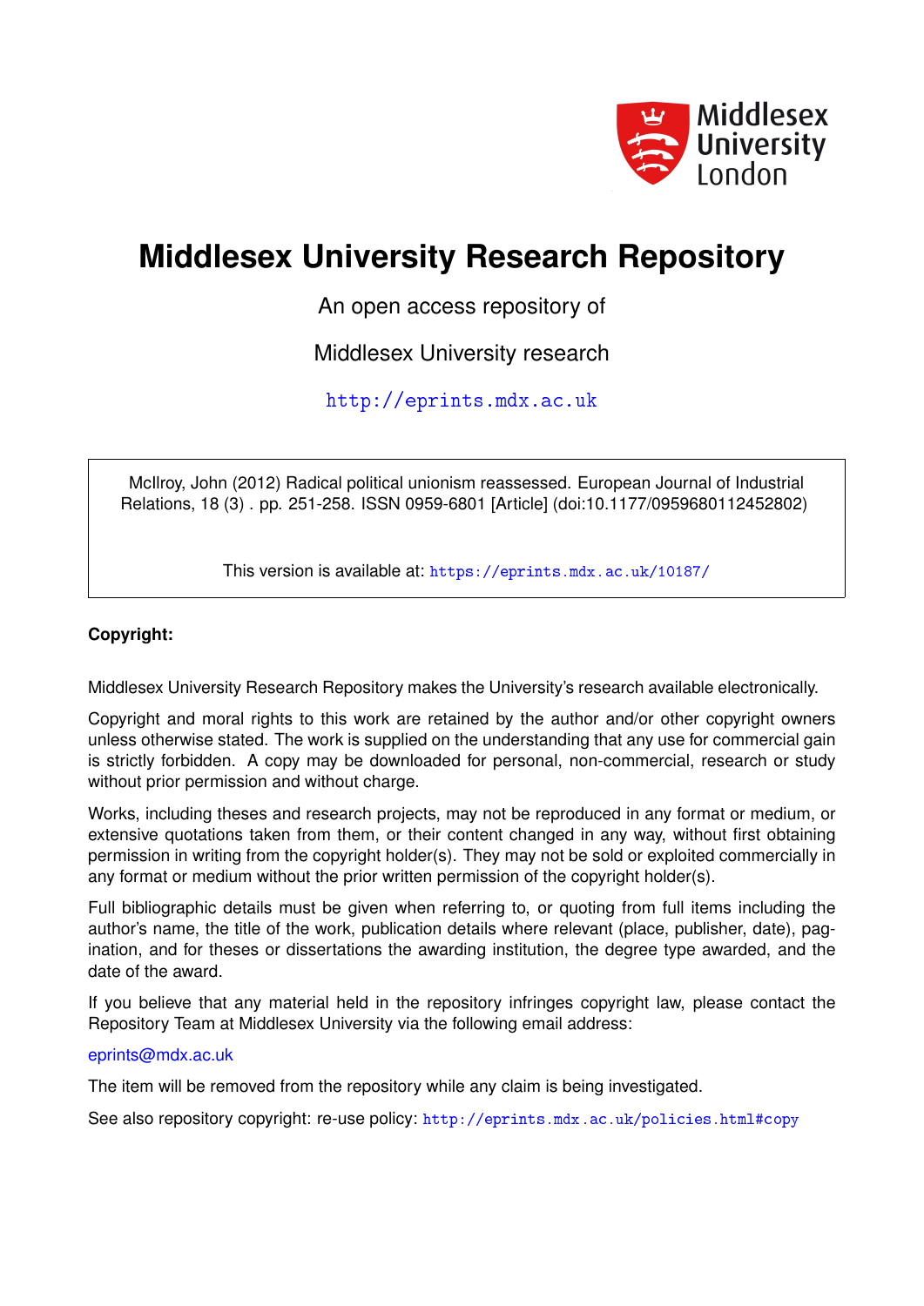Middlesex University London

# Middlesex University Research Repository

An open access repository of

Middlesex University research

http://eprints.mdx.ac.uk

McIlroy, John (2012) Radical political unionism reassessed. European Journal of Industrial Relations, 18 (3) . pp. 251-258. ISSN 0959-6801 [Article] (doi:10.1177/0959680112452802)

This version is available at: https://eprints.mdx.ac.uk/10187/

**Copyright:**

Middlesex University Research Repository makes the University's research available electronically.

Copyright and moral rights to this work are retained by the author and/or other copyright owners unless otherwise stated. The work is supplied on the understanding that any use for commercial gain is strictly forbidden. A copy may be downloaded for personal, non-commercial, research or study without prior permission and without charge.

Works, including theses and research projects, may not be reproduced in any format or medium, or extensive quotations taken from them, or their content changed in any way, without first obtaining permission in writing from the copyright holder(s). They may not be sold or exploited commercially in any format or medium without the prior written permission of the copyright holder(s).

Full bibliographic details must be given when referring to, or quoting from full items including the author's name, the title of the work, publication details where relevant (place, publisher, date), pagination, and for theses or dissertations the awarding institution, the degree type awarded, and the date of the award.

If you believe that any material held in the repository infringes copyright law, please contact the Repository Team at Middlesex University via the following email address:

eprints@mdx.ac.uk

The item will be removed from the repository while any claim is being investigated.

See also repository copyright: re-use policy: http://eprints.mdx.ac.uk/policies.html#copy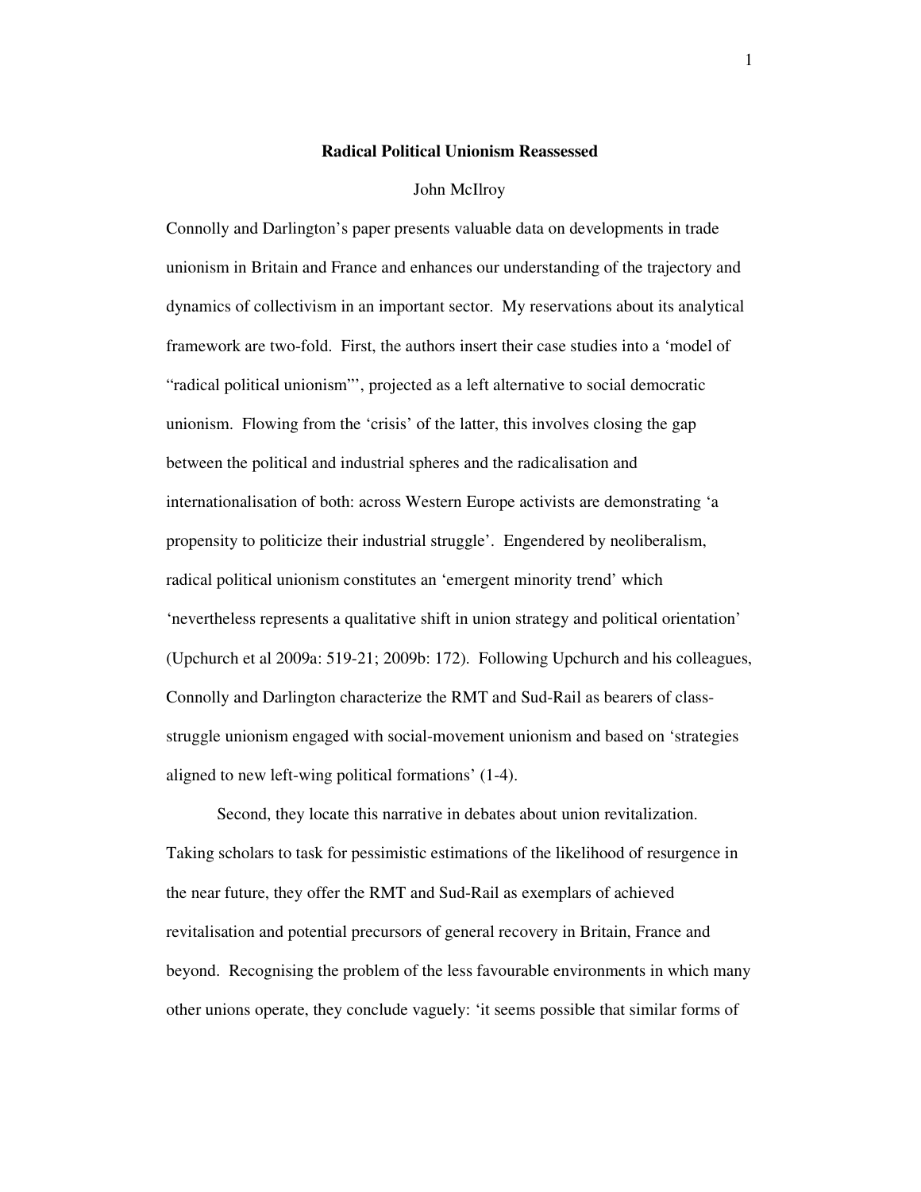**Radical Political Unionism Reassessed**

John McIlroy

Connolly and Darlington's paper presents valuable data on developments in trade unionism in Britain and France and enhances our understanding of the trajectory and dynamics of collectivism in an important sector. My reservations about its analytical framework are two-fold. First, the authors insert their case studies into a 'model of "radical political unionism"', projected as a left alternative to social democratic unionism. Flowing from the 'crisis' of the latter, this involves closing the gap between the political and industrial spheres and the radicalisation and internationalisation of both: across Western Europe activists are demonstrating 'a propensity to politicize their industrial struggle'. Engendered by neoliberalism, radical political unionism constitutes an 'emergent minority trend' which 'nevertheless represents a qualitative shift in union strategy and political orientation' (Upchurch et al 2009a: 519-21; 2009b: 172). Following Upchurch and his colleagues, Connolly and Darlington characterize the RMT and Sud-Rail as bearers of class-struggle unionism engaged with social-movement unionism and based on 'strategies aligned to new left-wing political formations' (1-4).

Second, they locate this narrative in debates about union revitalization. Taking scholars to task for pessimistic estimations of the likelihood of resurgence in the near future, they offer the RMT and Sud-Rail as exemplars of achieved revitalisation and potential precursors of general recovery in Britain, France and beyond. Recognising the problem of the less favourable environments in which many other unions operate, they conclude vaguely: 'it seems possible that similar forms of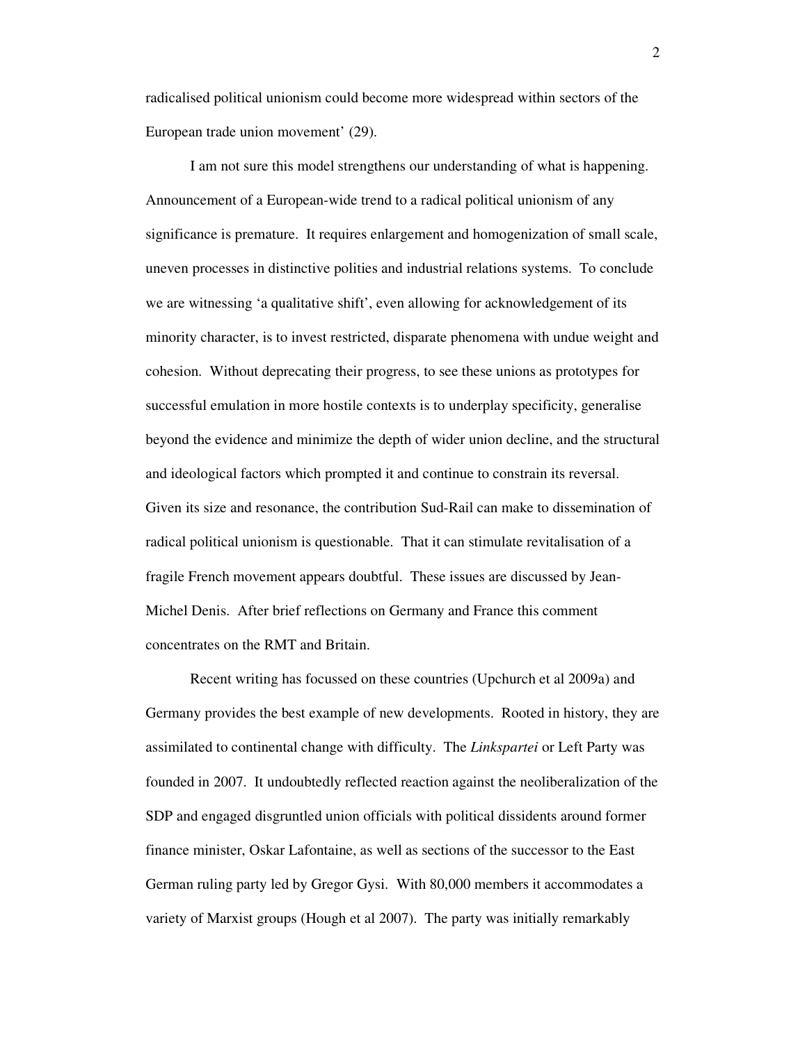radicalised political unionism could become more widespread within sectors of the European trade union movement' (29).

I am not sure this model strengthens our understanding of what is happening. Announcement of a European-wide trend to a radical political unionism of any significance is premature. It requires enlargement and homogenization of small scale, uneven processes in distinctive polities and industrial relations systems. To conclude we are witnessing 'a qualitative shift', even allowing for acknowledgement of its minority character, is to invest restricted, disparate phenomena with undue weight and cohesion. Without deprecating their progress, to see these unions as prototypes for successful emulation in more hostile contexts is to underplay specificity, generalise beyond the evidence and minimize the depth of wider union decline, and the structural and ideological factors which prompted it and continue to constrain its reversal. Given its size and resonance, the contribution Sud-Rail can make to dissemination of radical political unionism is questionable. That it can stimulate revitalisation of a fragile French movement appears doubtful. These issues are discussed by Jean-Michel Denis. After brief reflections on Germany and France this comment concentrates on the RMT and Britain.

Recent writing has focussed on these countries (Upchurch et al 2009a) and Germany provides the best example of new developments. Rooted in history, they are assimilated to continental change with difficulty. The *Linkspartei* or Left Party was founded in 2007. It undoubtedly reflected reaction against the neoliberalization of the SDP and engaged disgruntled union officials with political dissidents around former finance minister, Oskar Lafontaine, as well as sections of the successor to the East German ruling party led by Gregor Gysi. With 80,000 members it accommodates a variety of Marxist groups (Hough et al 2007). The party was initially remarkably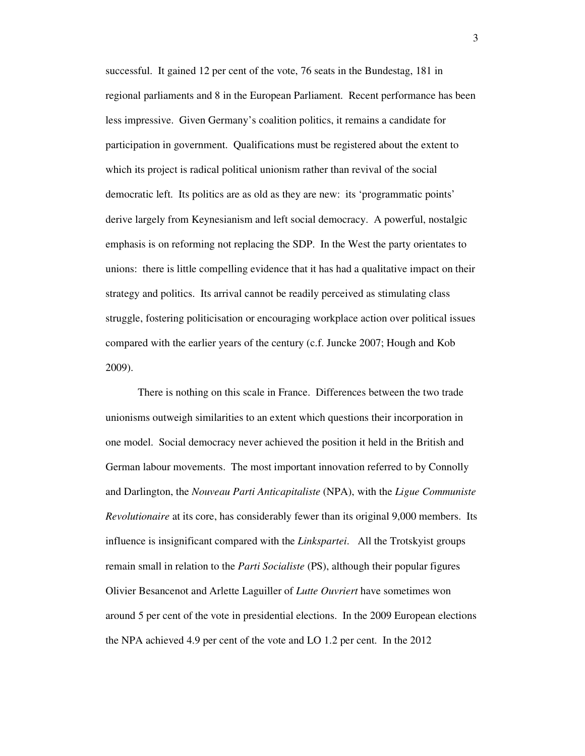successful. It gained 12 per cent of the vote, 76 seats in the Bundestag, 181 in regional parliaments and 8 in the European Parliament. Recent performance has been less impressive. Given Germany's coalition politics, it remains a candidate for participation in government. Qualifications must be registered about the extent to which its project is radical political unionism rather than revival of the social democratic left. Its politics are as old as they are new: its 'programmatic points' derive largely from Keynesianism and left social democracy. A powerful, nostalgic emphasis is on reforming not replacing the SDP. In the West the party orientates to unions: there is little compelling evidence that it has had a qualitative impact on their strategy and politics. Its arrival cannot be readily perceived as stimulating class struggle, fostering politicisation or encouraging workplace action over political issues compared with the earlier years of the century (c.f. Juncke 2007; Hough and Kob 2009).

There is nothing on this scale in France. Differences between the two trade unionisms outweigh similarities to an extent which questions their incorporation in one model. Social democracy never achieved the position it held in the British and German labour movements. The most important innovation referred to by Connolly and Darlington, the *Nouveau Parti Anticapitaliste* (NPA), with the *Ligue Communiste Revolutionaire* at its core, has considerably fewer than its original 9,000 members. Its influence is insignificant compared with the *Linkspartei*. All the Trotskyist groups remain small in relation to the *Parti Socialiste* (PS), although their popular figures Olivier Besancenot and Arlette Laguiller of *Lutte Ouvriert* have sometimes won around 5 per cent of the vote in presidential elections. In the 2009 European elections the NPA achieved 4.9 per cent of the vote and LO 1.2 per cent. In the 2012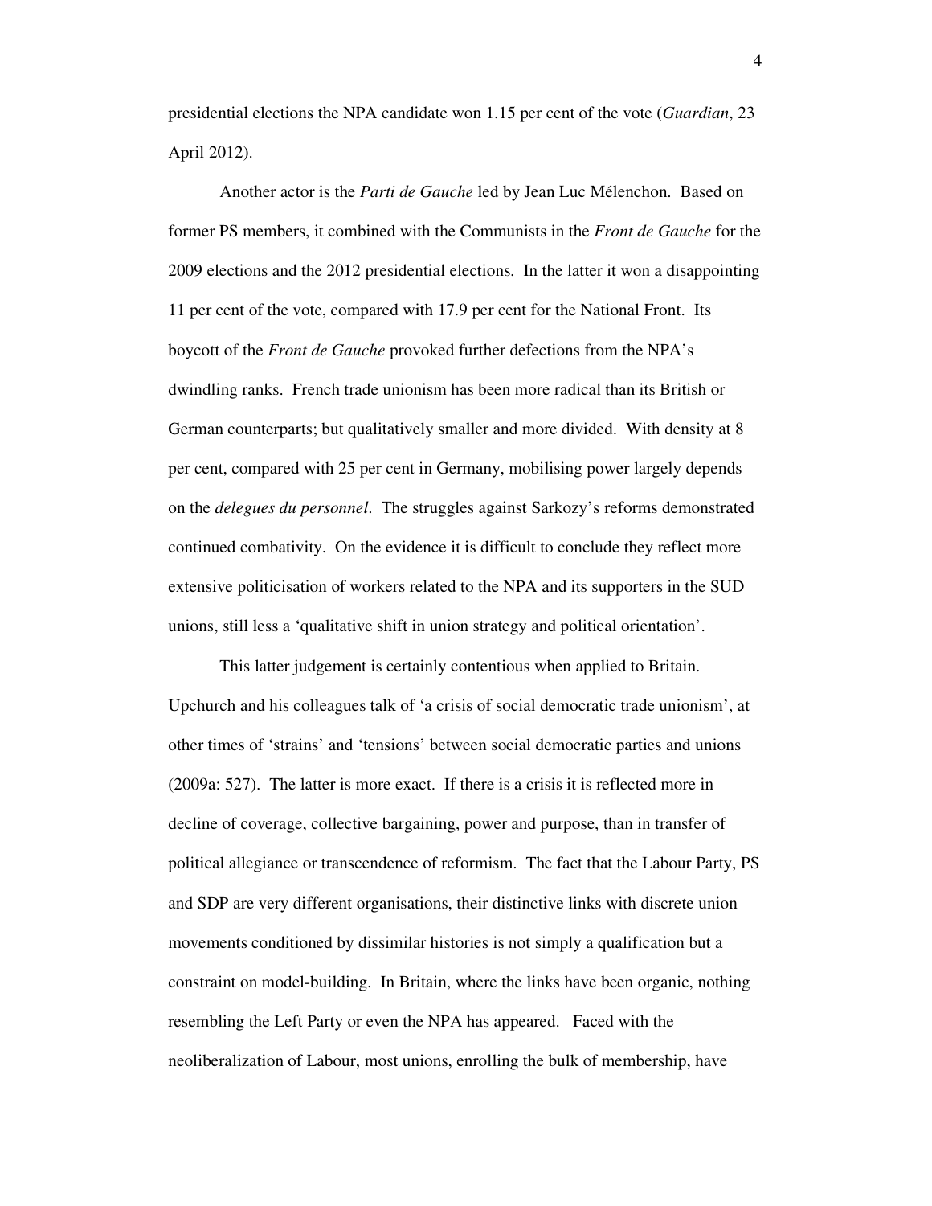presidential elections the NPA candidate won 1.15 per cent of the vote (*Guardian*, 23 April 2012).

Another actor is the *Parti de Gauche* led by Jean Luc Mélenchon. Based on former PS members, it combined with the Communists in the *Front de Gauche* for the 2009 elections and the 2012 presidential elections. In the latter it won a disappointing 11 per cent of the vote, compared with 17.9 per cent for the National Front. Its boycott of the *Front de Gauche* provoked further defections from the NPA's dwindling ranks. French trade unionism has been more radical than its British or German counterparts; but qualitatively smaller and more divided. With density at 8 per cent, compared with 25 per cent in Germany, mobilising power largely depends on the *delegues du personnel*. The struggles against Sarkozy's reforms demonstrated continued combativity. On the evidence it is difficult to conclude they reflect more extensive politicisation of workers related to the NPA and its supporters in the SUD unions, still less a 'qualitative shift in union strategy and political orientation'.

This latter judgement is certainly contentious when applied to Britain. Upchurch and his colleagues talk of 'a crisis of social democratic trade unionism', at other times of 'strains' and 'tensions' between social democratic parties and unions (2009a: 527). The latter is more exact. If there is a crisis it is reflected more in decline of coverage, collective bargaining, power and purpose, than in transfer of political allegiance or transcendence of reformism. The fact that the Labour Party, PS and SDP are very different organisations, their distinctive links with discrete union movements conditioned by dissimilar histories is not simply a qualification but a constraint on model-building. In Britain, where the links have been organic, nothing resembling the Left Party or even the NPA has appeared. Faced with the neoliberalization of Labour, most unions, enrolling the bulk of membership, have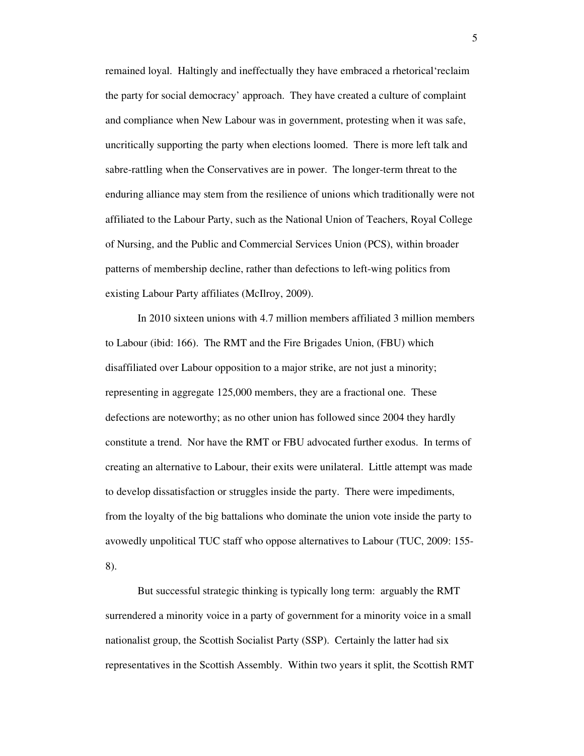remained loyal. Haltingly and ineffectually they have embraced a rhetorical'reclaim the party for social democracy' approach. They have created a culture of complaint and compliance when New Labour was in government, protesting when it was safe, uncritically supporting the party when elections loomed. There is more left talk and sabre-rattling when the Conservatives are in power. The longer-term threat to the enduring alliance may stem from the resilience of unions which traditionally were not affiliated to the Labour Party, such as the National Union of Teachers, Royal College of Nursing, and the Public and Commercial Services Union (PCS), within broader patterns of membership decline, rather than defections to left-wing politics from existing Labour Party affiliates (McIlroy, 2009).

In 2010 sixteen unions with 4.7 million members affiliated 3 million members to Labour (ibid: 166). The RMT and the Fire Brigades Union, (FBU) which disaffiliated over Labour opposition to a major strike, are not just a minority; representing in aggregate 125,000 members, they are a fractional one. These defections are noteworthy; as no other union has followed since 2004 they hardly constitute a trend. Nor have the RMT or FBU advocated further exodus. In terms of creating an alternative to Labour, their exits were unilateral. Little attempt was made to develop dissatisfaction or struggles inside the party. There were impediments, from the loyalty of the big battalions who dominate the union vote inside the party to avowedly unpolitical TUC staff who oppose alternatives to Labour (TUC, 2009: 155-8).

But successful strategic thinking is typically long term: arguably the RMT surrendered a minority voice in a party of government for a minority voice in a small nationalist group, the Scottish Socialist Party (SSP). Certainly the latter had six representatives in the Scottish Assembly. Within two years it split, the Scottish RMT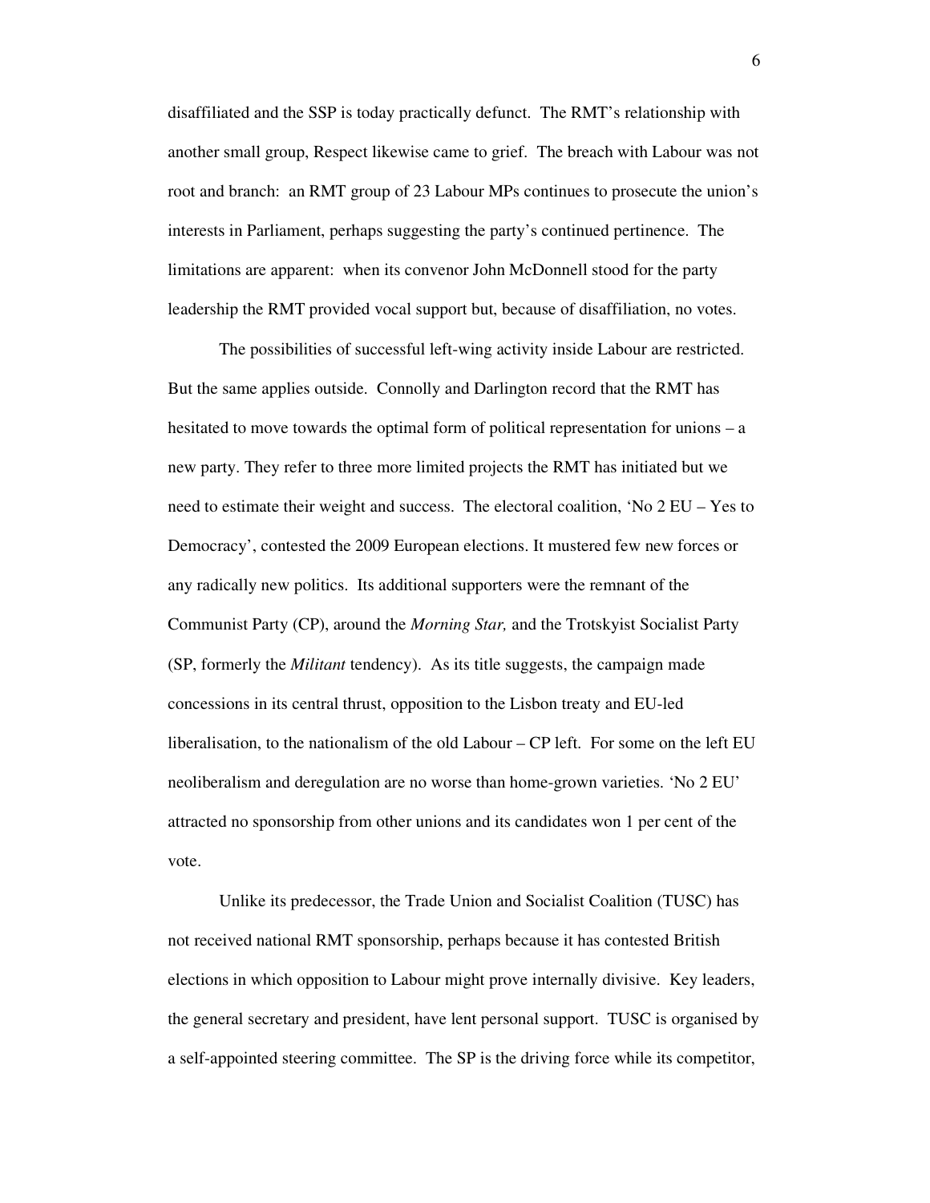disaffiliated and the SSP is today practically defunct. The RMT's relationship with another small group, Respect likewise came to grief. The breach with Labour was not root and branch: an RMT group of 23 Labour MPs continues to prosecute the union's interests in Parliament, perhaps suggesting the party's continued pertinence. The limitations are apparent: when its convenor John McDonnell stood for the party leadership the RMT provided vocal support but, because of disaffiliation, no votes.

The possibilities of successful left-wing activity inside Labour are restricted. But the same applies outside. Connolly and Darlington record that the RMT has hesitated to move towards the optimal form of political representation for unions – a new party. They refer to three more limited projects the RMT has initiated but we need to estimate their weight and success. The electoral coalition, 'No 2 EU – Yes to Democracy', contested the 2009 European elections. It mustered few new forces or any radically new politics. Its additional supporters were the remnant of the Communist Party (CP), around the *Morning Star,* and the Trotskyist Socialist Party (SP, formerly the *Militant* tendency). As its title suggests, the campaign made concessions in its central thrust, opposition to the Lisbon treaty and EU-led liberalisation, to the nationalism of the old Labour – CP left. For some on the left EU neoliberalism and deregulation are no worse than home-grown varieties. 'No 2 EU' attracted no sponsorship from other unions and its candidates won 1 per cent of the vote.

Unlike its predecessor, the Trade Union and Socialist Coalition (TUSC) has not received national RMT sponsorship, perhaps because it has contested British elections in which opposition to Labour might prove internally divisive. Key leaders, the general secretary and president, have lent personal support. TUSC is organised by a self-appointed steering committee. The SP is the driving force while its competitor,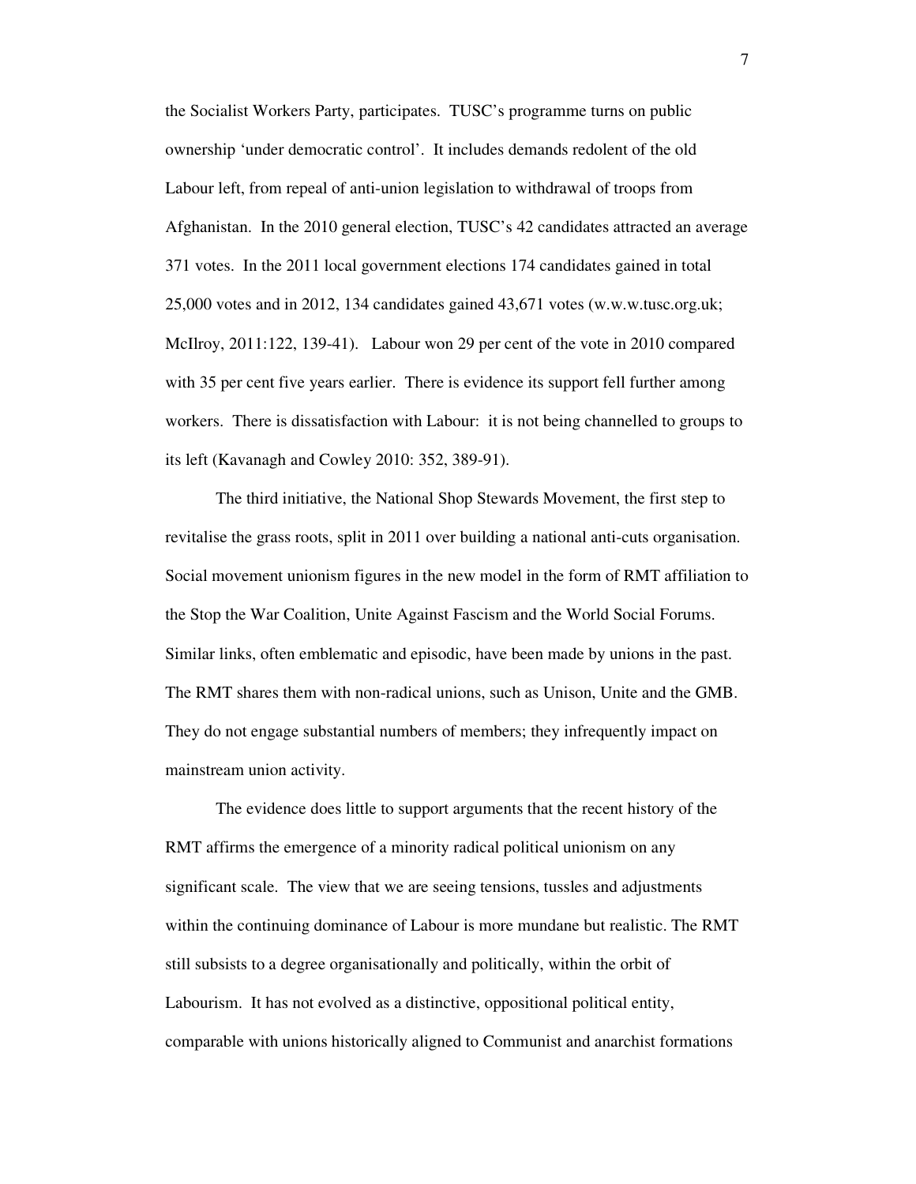the Socialist Workers Party, participates. TUSC's programme turns on public ownership 'under democratic control'. It includes demands redolent of the old Labour left, from repeal of anti-union legislation to withdrawal of troops from Afghanistan. In the 2010 general election, TUSC's 42 candidates attracted an average 371 votes. In the 2011 local government elections 174 candidates gained in total 25,000 votes and in 2012, 134 candidates gained 43,671 votes (w.w.w.tusc.org.uk; McIlroy, 2011:122, 139-41). Labour won 29 per cent of the vote in 2010 compared with 35 per cent five years earlier. There is evidence its support fell further among workers. There is dissatisfaction with Labour: it is not being channelled to groups to its left (Kavanagh and Cowley 2010: 352, 389-91).

The third initiative, the National Shop Stewards Movement, the first step to revitalise the grass roots, split in 2011 over building a national anti-cuts organisation. Social movement unionism figures in the new model in the form of RMT affiliation to the Stop the War Coalition, Unite Against Fascism and the World Social Forums. Similar links, often emblematic and episodic, have been made by unions in the past. The RMT shares them with non-radical unions, such as Unison, Unite and the GMB. They do not engage substantial numbers of members; they infrequently impact on mainstream union activity.

The evidence does little to support arguments that the recent history of the RMT affirms the emergence of a minority radical political unionism on any significant scale. The view that we are seeing tensions, tussles and adjustments within the continuing dominance of Labour is more mundane but realistic. The RMT still subsists to a degree organisationally and politically, within the orbit of Labourism. It has not evolved as a distinctive, oppositional political entity, comparable with unions historically aligned to Communist and anarchist formations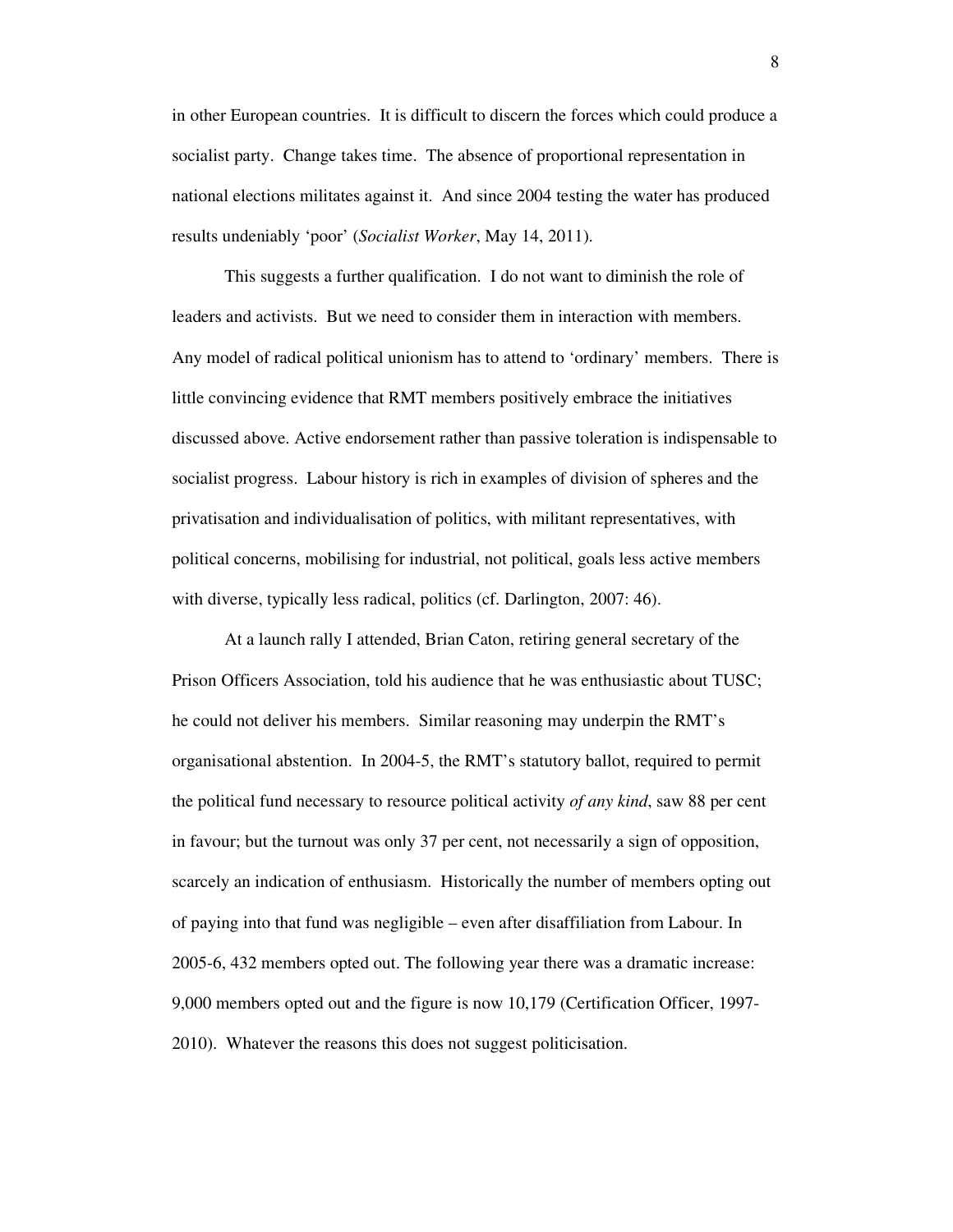in other European countries. It is difficult to discern the forces which could produce a socialist party. Change takes time. The absence of proportional representation in national elections militates against it. And since 2004 testing the water has produced results undeniably 'poor' (*Socialist Worker*, May 14, 2011).

This suggests a further qualification. I do not want to diminish the role of leaders and activists. But we need to consider them in interaction with members. Any model of radical political unionism has to attend to 'ordinary' members. There is little convincing evidence that RMT members positively embrace the initiatives discussed above. Active endorsement rather than passive toleration is indispensable to socialist progress. Labour history is rich in examples of division of spheres and the privatisation and individualisation of politics, with militant representatives, with political concerns, mobilising for industrial, not political, goals less active members with diverse, typically less radical, politics (cf. Darlington, 2007: 46).

At a launch rally I attended, Brian Caton, retiring general secretary of the Prison Officers Association, told his audience that he was enthusiastic about TUSC; he could not deliver his members. Similar reasoning may underpin the RMT's organisational abstention. In 2004-5, the RMT's statutory ballot, required to permit the political fund necessary to resource political activity *of any kind*, saw 88 per cent in favour; but the turnout was only 37 per cent, not necessarily a sign of opposition, scarcely an indication of enthusiasm. Historically the number of members opting out of paying into that fund was negligible – even after disaffiliation from Labour. In 2005-6, 432 members opted out. The following year there was a dramatic increase: 9,000 members opted out and the figure is now 10,179 (Certification Officer, 1997-2010). Whatever the reasons this does not suggest politicisation.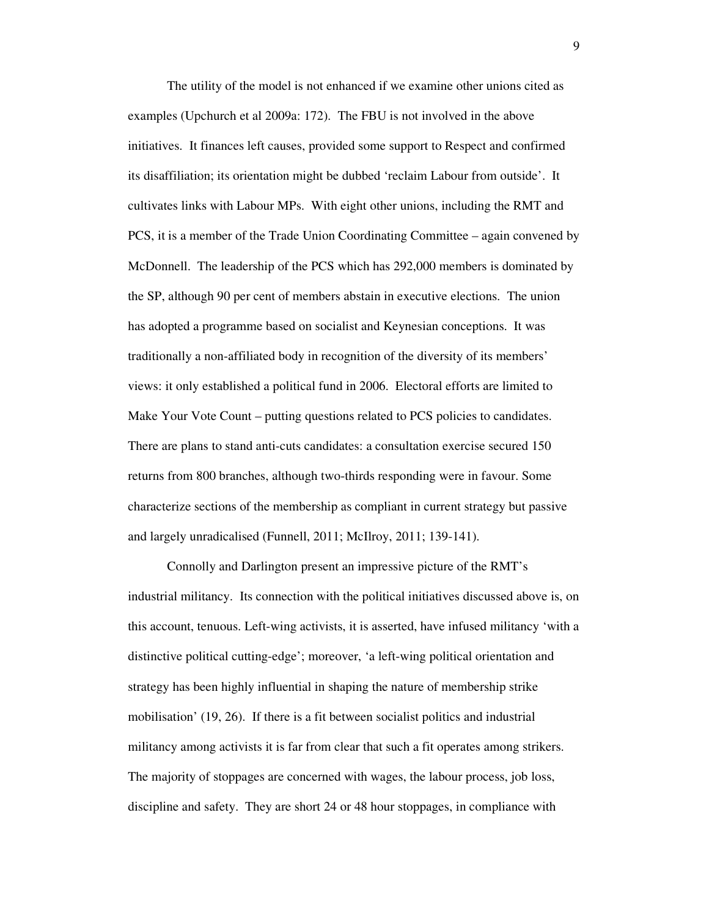The utility of the model is not enhanced if we examine other unions cited as examples (Upchurch et al 2009a: 172). The FBU is not involved in the above initiatives. It finances left causes, provided some support to Respect and confirmed its disaffiliation; its orientation might be dubbed 'reclaim Labour from outside'. It cultivates links with Labour MPs. With eight other unions, including the RMT and PCS, it is a member of the Trade Union Coordinating Committee – again convened by McDonnell. The leadership of the PCS which has 292,000 members is dominated by the SP, although 90 per cent of members abstain in executive elections. The union has adopted a programme based on socialist and Keynesian conceptions. It was traditionally a non-affiliated body in recognition of the diversity of its members' views: it only established a political fund in 2006. Electoral efforts are limited to Make Your Vote Count – putting questions related to PCS policies to candidates. There are plans to stand anti-cuts candidates: a consultation exercise secured 150 returns from 800 branches, although two-thirds responding were in favour. Some characterize sections of the membership as compliant in current strategy but passive and largely unradicalised (Funnell, 2011; McIlroy, 2011; 139-141).

Connolly and Darlington present an impressive picture of the RMT's industrial militancy. Its connection with the political initiatives discussed above is, on this account, tenuous. Left-wing activists, it is asserted, have infused militancy 'with a distinctive political cutting-edge'; moreover, 'a left-wing political orientation and strategy has been highly influential in shaping the nature of membership strike mobilisation' (19, 26). If there is a fit between socialist politics and industrial militancy among activists it is far from clear that such a fit operates among strikers. The majority of stoppages are concerned with wages, the labour process, job loss, discipline and safety. They are short 24 or 48 hour stoppages, in compliance with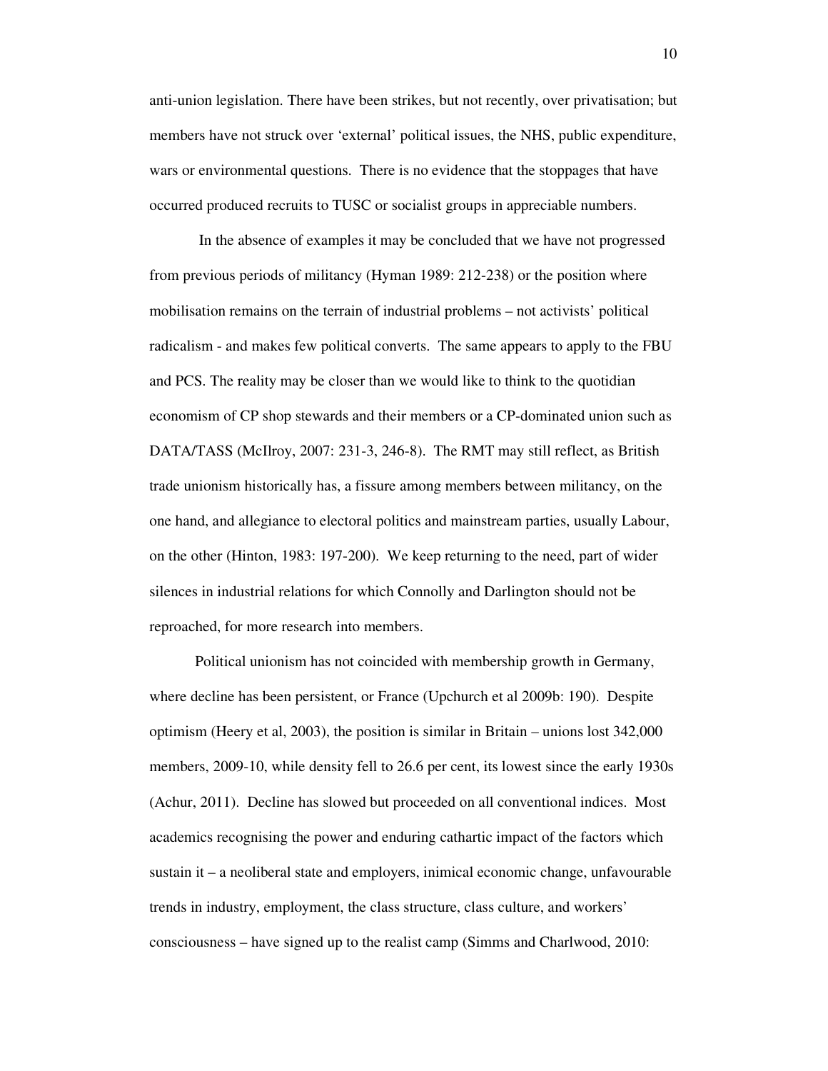anti-union legislation. There have been strikes, but not recently, over privatisation; but members have not struck over 'external' political issues, the NHS, public expenditure, wars or environmental questions. There is no evidence that the stoppages that have occurred produced recruits to TUSC or socialist groups in appreciable numbers.

In the absence of examples it may be concluded that we have not progressed from previous periods of militancy (Hyman 1989: 212-238) or the position where mobilisation remains on the terrain of industrial problems – not activists' political radicalism - and makes few political converts. The same appears to apply to the FBU and PCS. The reality may be closer than we would like to think to the quotidian economism of CP shop stewards and their members or a CP-dominated union such as DATA/TASS (McIlroy, 2007: 231-3, 246-8). The RMT may still reflect, as British trade unionism historically has, a fissure among members between militancy, on the one hand, and allegiance to electoral politics and mainstream parties, usually Labour, on the other (Hinton, 1983: 197-200). We keep returning to the need, part of wider silences in industrial relations for which Connolly and Darlington should not be reproached, for more research into members.

Political unionism has not coincided with membership growth in Germany, where decline has been persistent, or France (Upchurch et al 2009b: 190). Despite optimism (Heery et al, 2003), the position is similar in Britain – unions lost 342,000 members, 2009-10, while density fell to 26.6 per cent, its lowest since the early 1930s (Achur, 2011). Decline has slowed but proceeded on all conventional indices. Most academics recognising the power and enduring cathartic impact of the factors which sustain it – a neoliberal state and employers, inimical economic change, unfavourable trends in industry, employment, the class structure, class culture, and workers' consciousness – have signed up to the realist camp (Simms and Charlwood, 2010: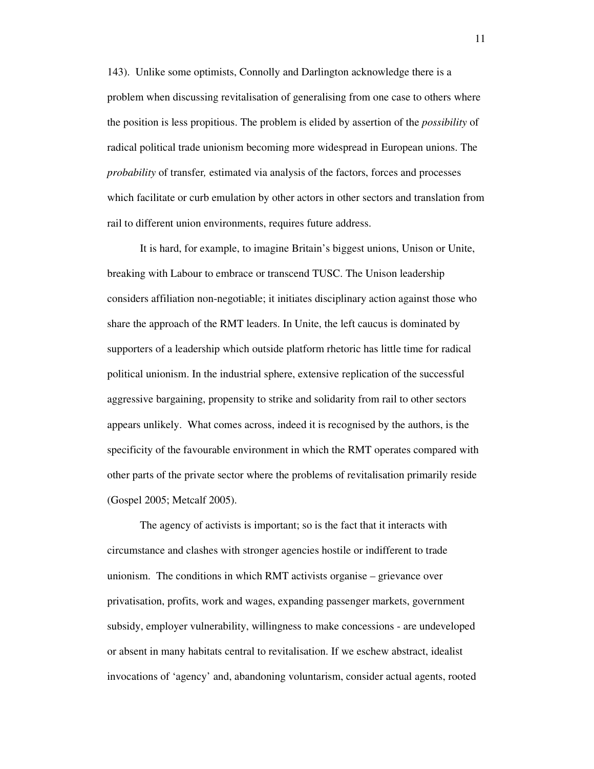143). Unlike some optimists, Connolly and Darlington acknowledge there is a problem when discussing revitalisation of generalising from one case to others where the position is less propitious. The problem is elided by assertion of the *possibility* of radical political trade unionism becoming more widespread in European unions. The *probability* of transfer, estimated via analysis of the factors, forces and processes which facilitate or curb emulation by other actors in other sectors and translation from rail to different union environments, requires future address.

It is hard, for example, to imagine Britain's biggest unions, Unison or Unite, breaking with Labour to embrace or transcend TUSC. The Unison leadership considers affiliation non-negotiable; it initiates disciplinary action against those who share the approach of the RMT leaders. In Unite, the left caucus is dominated by supporters of a leadership which outside platform rhetoric has little time for radical political unionism. In the industrial sphere, extensive replication of the successful aggressive bargaining, propensity to strike and solidarity from rail to other sectors appears unlikely. What comes across, indeed it is recognised by the authors, is the specificity of the favourable environment in which the RMT operates compared with other parts of the private sector where the problems of revitalisation primarily reside (Gospel 2005; Metcalf 2005).

The agency of activists is important; so is the fact that it interacts with circumstance and clashes with stronger agencies hostile or indifferent to trade unionism. The conditions in which RMT activists organise – grievance over privatisation, profits, work and wages, expanding passenger markets, government subsidy, employer vulnerability, willingness to make concessions - are undeveloped or absent in many habitats central to revitalisation. If we eschew abstract, idealist invocations of 'agency' and, abandoning voluntarism, consider actual agents, rooted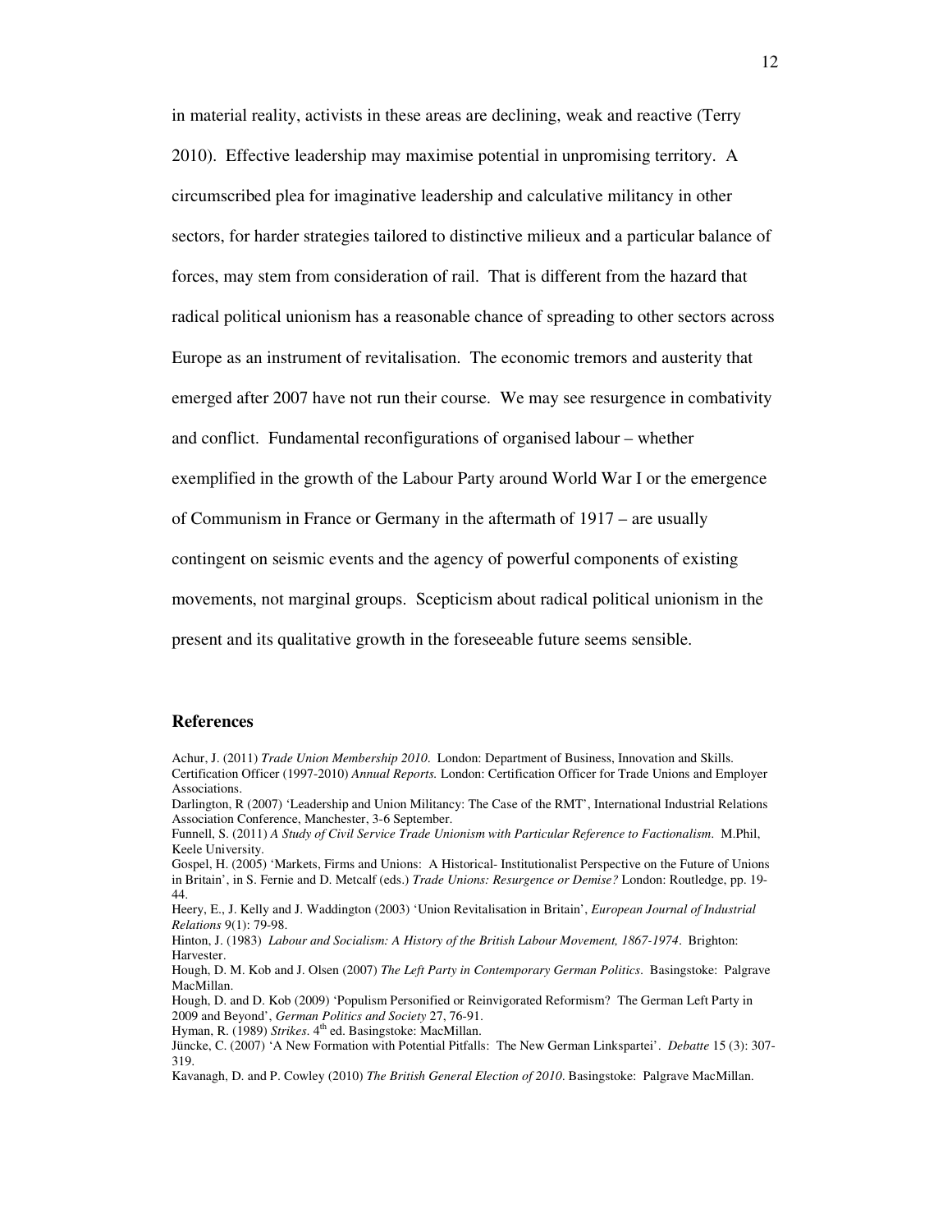in material reality, activists in these areas are declining, weak and reactive (Terry 2010). Effective leadership may maximise potential in unpromising territory. A circumscribed plea for imaginative leadership and calculative militancy in other sectors, for harder strategies tailored to distinctive milieux and a particular balance of forces, may stem from consideration of rail. That is different from the hazard that radical political unionism has a reasonable chance of spreading to other sectors across Europe as an instrument of revitalisation. The economic tremors and austerity that emerged after 2007 have not run their course. We may see resurgence in combativity and conflict. Fundamental reconfigurations of organised labour – whether exemplified in the growth of the Labour Party around World War I or the emergence of Communism in France or Germany in the aftermath of 1917 – are usually contingent on seismic events and the agency of powerful components of existing movements, not marginal groups. Scepticism about radical political unionism in the present and its qualitative growth in the foreseeable future seems sensible.

## References

Achur, J. (2011) *Trade Union Membership 2010*. London: Department of Business, Innovation and Skills.

Certification Officer (1997-2010) *Annual Reports.* London: Certification Officer for Trade Unions and Employer Associations.

Darlington, R (2007) 'Leadership and Union Militancy: The Case of the RMT', International Industrial Relations Association Conference, Manchester, 3-6 September.

Funnell, S. (2011) *A Study of Civil Service Trade Unionism with Particular Reference to Factionalism*. M.Phil, Keele University.

Gospel, H. (2005) 'Markets, Firms and Unions: A Historical- Institutionalist Perspective on the Future of Unions in Britain', in S. Fernie and D. Metcalf (eds.) *Trade Unions: Resurgence or Demise?* London: Routledge, pp. 19-44.

Heery, E., J. Kelly and J. Waddington (2003) 'Union Revitalisation in Britain', *European Journal of Industrial Relations* 9(1): 79-98.

Hinton, J. (1983) *Labour and Socialism: A History of the British Labour Movement, 1867-1974*. Brighton: Harvester.

Hough, D. M. Kob and J. Olsen (2007) *The Left Party in Contemporary German Politics*. Basingstoke: Palgrave MacMillan.

Hough, D. and D. Kob (2009) 'Populism Personified or Reinvigorated Reformism? The German Left Party in 2009 and Beyond', *German Politics and Society* 27, 76-91.

Hyman, R. (1989) *Strikes*. 4th ed. Basingstoke: MacMillan.

Jüncke, C. (2007) 'A New Formation with Potential Pitfalls: The New German Linkspartei'. *Debatte* 15 (3): 307-319.

Kavanagh, D. and P. Cowley (2010) *The British General Election of 2010*. Basingstoke: Palgrave MacMillan.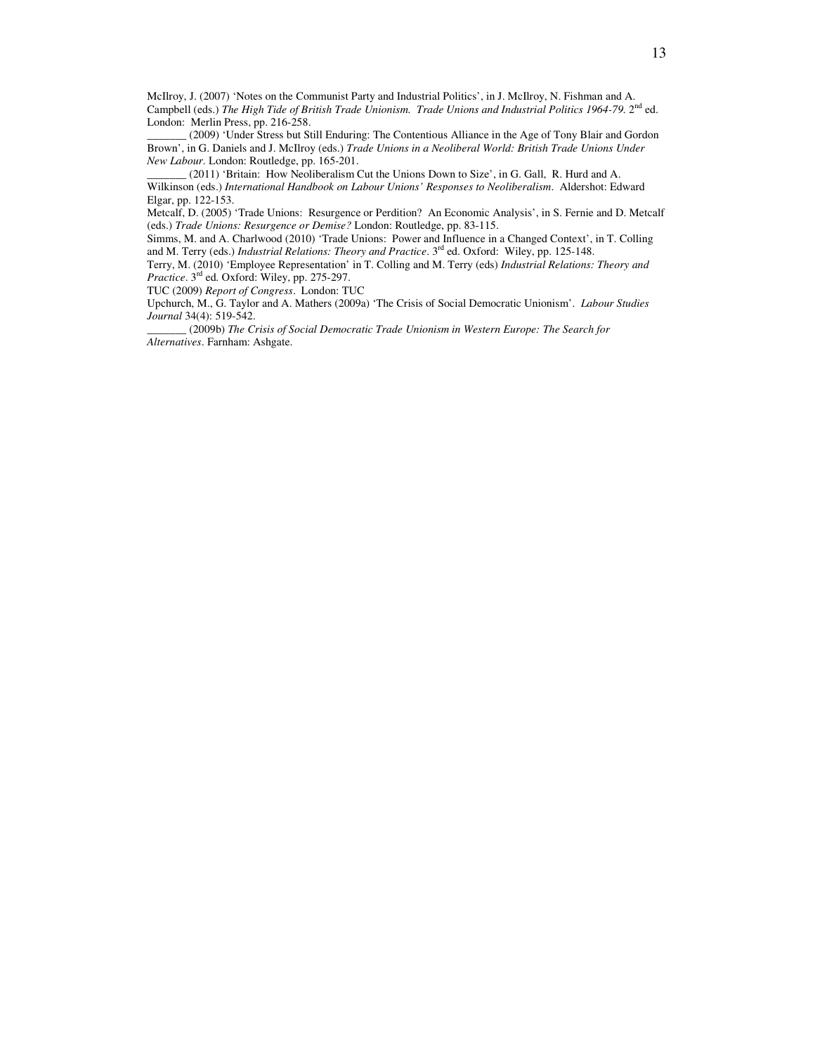McIlroy, J. (2007) 'Notes on the Communist Party and Industrial Politics', in J. McIlroy, N. Fishman and A. Campbell (eds.) *The High Tide of British Trade Unionism. Trade Unions and Industrial Politics 1964-79.* 2nd ed. London: Merlin Press, pp. 216-258.

_______ (2009) 'Under Stress but Still Enduring: The Contentious Alliance in the Age of Tony Blair and Gordon Brown', in G. Daniels and J. McIlroy (eds.) *Trade Unions in a Neoliberal World: British Trade Unions Under New Labour*. London: Routledge, pp. 165-201.

_______ (2011) 'Britain: How Neoliberalism Cut the Unions Down to Size', in G. Gall, R. Hurd and A. Wilkinson (eds.) *International Handbook on Labour Unions' Responses to Neoliberalism*. Aldershot: Edward Elgar, pp. 122-153.

Metcalf, D. (2005) 'Trade Unions: Resurgence or Perdition? An Economic Analysis', in S. Fernie and D. Metcalf (eds.) *Trade Unions: Resurgence or Demise?* London: Routledge, pp. 83-115.

Simms, M. and A. Charlwood (2010) 'Trade Unions: Power and Influence in a Changed Context', in T. Colling and M. Terry (eds.) *Industrial Relations: Theory and Practice*. 3rd ed. Oxford: Wiley, pp. 125-148.

Terry, M. (2010) 'Employee Representation' in T. Colling and M. Terry (eds) *Industrial Relations: Theory and Practice*. 3rd ed. Oxford: Wiley, pp. 275-297.

TUC (2009) *Report of Congress*. London: TUC

Upchurch, M., G. Taylor and A. Mathers (2009a) 'The Crisis of Social Democratic Unionism'. *Labour Studies Journal* 34(4): 519-542.

_______ (2009b) *The Crisis of Social Democratic Trade Unionism in Western Europe: The Search for Alternatives*. Farnham: Ashgate.